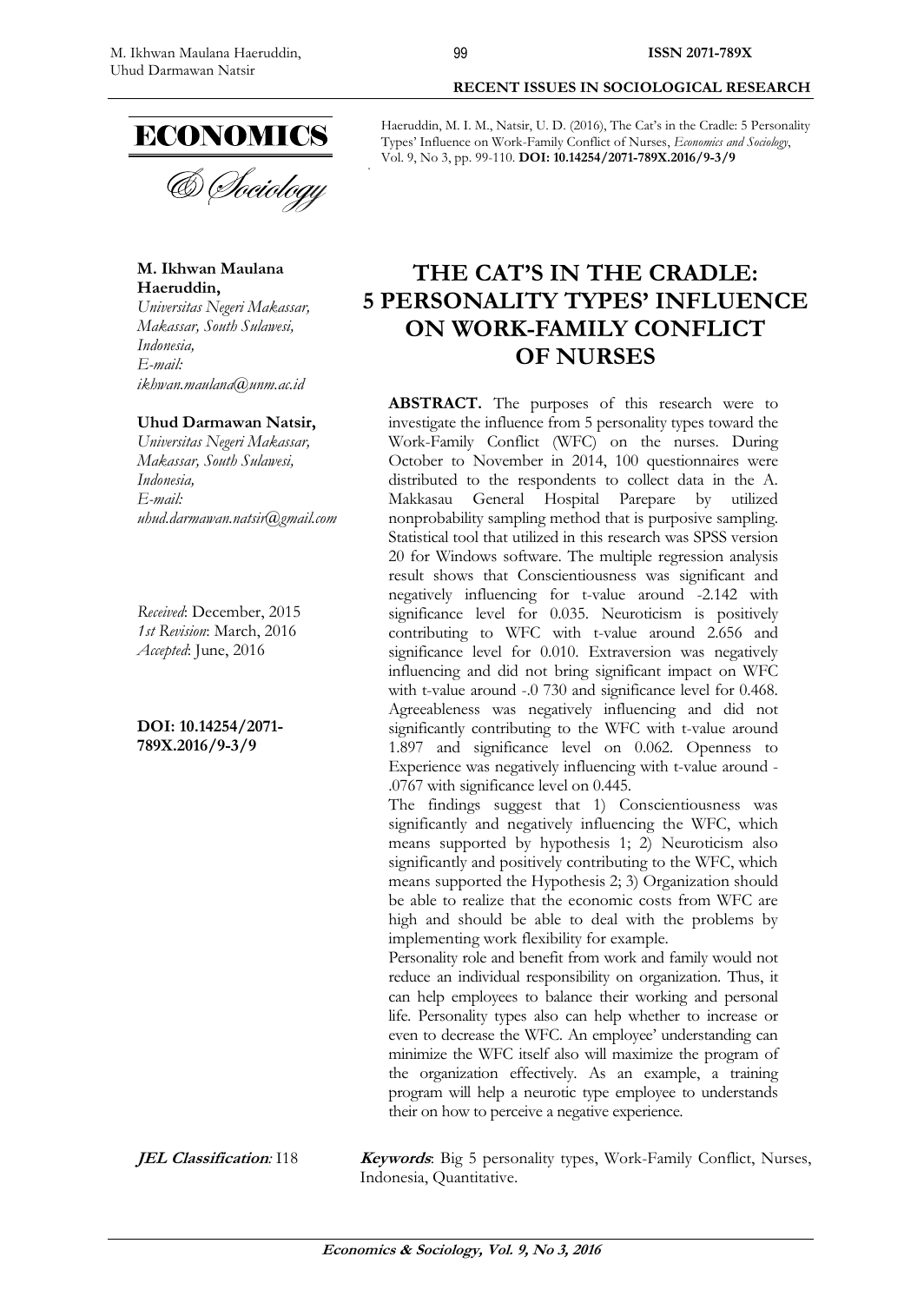Haeruddin, M. I. M., Natsir, U. D. (2016), The Cat's in the Cradle: 5 Personality Types' Influence on Work-Family Conflict of Nurses, *Economics and Sociology*, Vol. 9, No 3, pp. 99-110. **DOI: 10.14254/2071-789X.2016/9-3/9**

**M. Ikhwan Maulana Haeruddin,**
*Universitas Negeri Makassar, Makassar, South Sulawesi, Indonesia,*
*E-mail: ikhwan.maulana@unm.ac.id*

**Uhud Darmawan Natsir,**
*Universitas Negeri Makassar, Makassar, South Sulawesi, Indonesia,*
*E-mail: uhud.darmawan.natsir@gmail.com*

*Received*: December, 2015
*1st Revision*: March, 2016
*Accepted*: June, 2016

**DOI: 10.14254/2071-789X.2016/9-3/9**

# THE CAT'S IN THE CRADLE: 5 PERSONALITY TYPES' INFLUENCE ON WORK-FAMILY CONFLICT OF NURSES

**ABSTRACT.** The purposes of this research were to investigate the influence from 5 personality types toward the Work-Family Conflict (WFC) on the nurses. During October to November in 2014, 100 questionnaires were distributed to the respondents to collect data in the A. Makkasau General Hospital Parepare by utilized nonprobability sampling method that is purposive sampling. Statistical tool that utilized in this research was SPSS version 20 for Windows software. The multiple regression analysis result shows that Conscientiousness was significant and negatively influencing for t-value around -2.142 with significance level for 0.035. Neuroticism is positively contributing to WFC with t-value around 2.656 and significance level for 0.010. Extraversion was negatively influencing and did not bring significant impact on WFC with t-value around -.0 730 and significance level for 0.468. Agreeableness was negatively influencing and did not significantly contributing to the WFC with t-value around 1.897 and significance level on 0.062. Openness to Experience was negatively influencing with t-value around -.0767 with significance level on 0.445.

The findings suggest that 1) Conscientiousness was significantly and negatively influencing the WFC, which means supported by hypothesis 1; 2) Neuroticism also significantly and positively contributing to the WFC, which means supported the Hypothesis 2; 3) Organization should be able to realize that the economic costs from WFC are high and should be able to deal with the problems by implementing work flexibility for example.

Personality role and benefit from work and family would not reduce an individual responsibility on organization. Thus, it can help employees to balance their working and personal life. Personality types also can help whether to increase or even to decrease the WFC. An employee' understanding can minimize the WFC itself also will maximize the program of the organization effectively. As an example, a training program will help a neurotic type employee to understands their on how to perceive a negative experience.

***JEL Classification*:** I18

***Keywords***: Big 5 personality types, Work-Family Conflict, Nurses, Indonesia, Quantitative.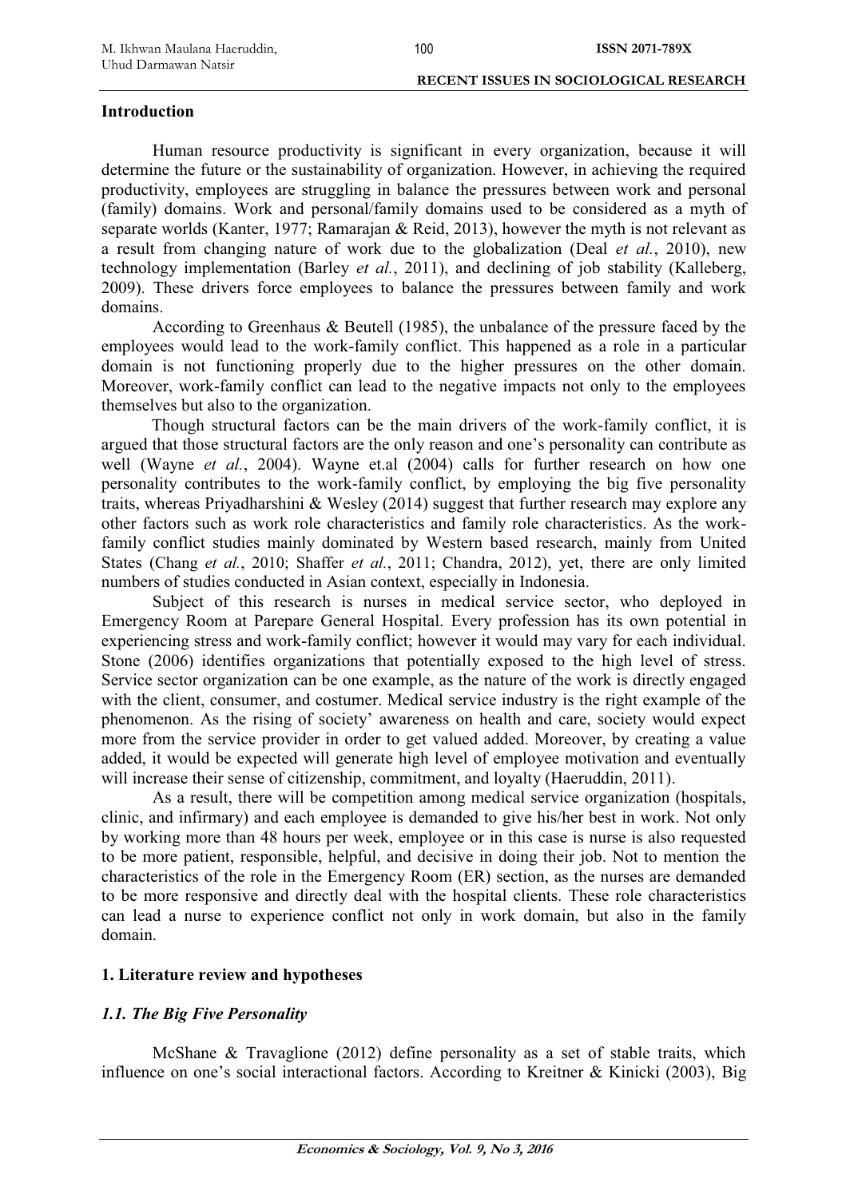## Introduction

Human resource productivity is significant in every organization, because it will determine the future or the sustainability of organization. However, in achieving the required productivity, employees are struggling in balance the pressures between work and personal (family) domains. Work and personal/family domains used to be considered as a myth of separate worlds (Kanter, 1977; Ramarajan & Reid, 2013), however the myth is not relevant as a result from changing nature of work due to the globalization (Deal *et al.*, 2010), new technology implementation (Barley *et al.*, 2011), and declining of job stability (Kalleberg, 2009). These drivers force employees to balance the pressures between family and work domains.

According to Greenhaus & Beutell (1985), the unbalance of the pressure faced by the employees would lead to the work-family conflict. This happened as a role in a particular domain is not functioning properly due to the higher pressures on the other domain. Moreover, work-family conflict can lead to the negative impacts not only to the employees themselves but also to the organization.

Though structural factors can be the main drivers of the work-family conflict, it is argued that those structural factors are the only reason and one's personality can contribute as well (Wayne *et al.*, 2004). Wayne et.al (2004) calls for further research on how one personality contributes to the work-family conflict, by employing the big five personality traits, whereas Priyadharshini & Wesley (2014) suggest that further research may explore any other factors such as work role characteristics and family role characteristics. As the work-family conflict studies mainly dominated by Western based research, mainly from United States (Chang *et al.*, 2010; Shaffer *et al.*, 2011; Chandra, 2012), yet, there are only limited numbers of studies conducted in Asian context, especially in Indonesia.

Subject of this research is nurses in medical service sector, who deployed in Emergency Room at Parepare General Hospital. Every profession has its own potential in experiencing stress and work-family conflict; however it would may vary for each individual. Stone (2006) identifies organizations that potentially exposed to the high level of stress. Service sector organization can be one example, as the nature of the work is directly engaged with the client, consumer, and costumer. Medical service industry is the right example of the phenomenon. As the rising of society' awareness on health and care, society would expect more from the service provider in order to get valued added. Moreover, by creating a value added, it would be expected will generate high level of employee motivation and eventually will increase their sense of citizenship, commitment, and loyalty (Haeruddin, 2011).

As a result, there will be competition among medical service organization (hospitals, clinic, and infirmary) and each employee is demanded to give his/her best in work. Not only by working more than 48 hours per week, employee or in this case is nurse is also requested to be more patient, responsible, helpful, and decisive in doing their job. Not to mention the characteristics of the role in the Emergency Room (ER) section, as the nurses are demanded to be more responsive and directly deal with the hospital clients. These role characteristics can lead a nurse to experience conflict not only in work domain, but also in the family domain.

## 1. Literature review and hypotheses

### *1.1. The Big Five Personality*

McShane & Travaglione (2012) define personality as a set of stable traits, which influence on one's social interactional factors. According to Kreitner & Kinicki (2003), Big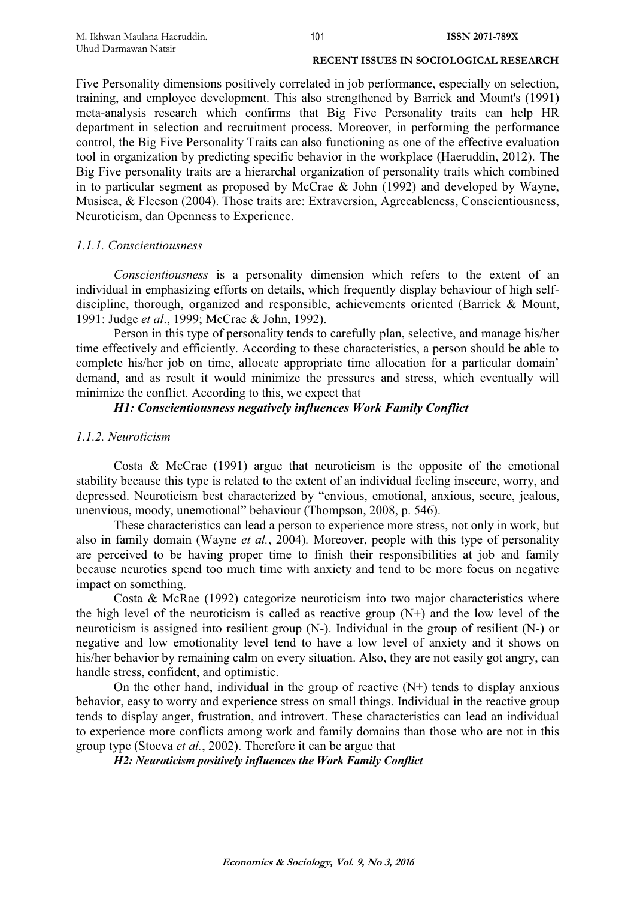Five Personality dimensions positively correlated in job performance, especially on selection, training, and employee development. This also strengthened by Barrick and Mount's (1991) meta-analysis research which confirms that Big Five Personality traits can help HR department in selection and recruitment process. Moreover, in performing the performance control, the Big Five Personality Traits can also functioning as one of the effective evaluation tool in organization by predicting specific behavior in the workplace (Haeruddin, 2012). The Big Five personality traits are a hierarchal organization of personality traits which combined in to particular segment as proposed by McCrae & John (1992) and developed by Wayne, Musisca, & Fleeson (2004). Those traits are: Extraversion, Agreeableness, Conscientiousness, Neuroticism, dan Openness to Experience.

### *1.1.1. Conscientiousness*

*Conscientiousness* is a personality dimension which refers to the extent of an individual in emphasizing efforts on details, which frequently display behaviour of high self-discipline, thorough, organized and responsible, achievements oriented (Barrick & Mount, 1991: Judge *et al*., 1999; McCrae & John, 1992).

Person in this type of personality tends to carefully plan, selective, and manage his/her time effectively and efficiently. According to these characteristics, a person should be able to complete his/her job on time, allocate appropriate time allocation for a particular domain' demand, and as result it would minimize the pressures and stress, which eventually will minimize the conflict. According to this, we expect that

***H1: Conscientiousness negatively influences Work Family Conflict***

### *1.1.2. Neuroticism*

Costa & McCrae (1991) argue that neuroticism is the opposite of the emotional stability because this type is related to the extent of an individual feeling insecure, worry, and depressed. Neuroticism best characterized by "envious, emotional, anxious, secure, jealous, unenvious, moody, unemotional" behaviour (Thompson, 2008, p. 546).

These characteristics can lead a person to experience more stress, not only in work, but also in family domain (Wayne *et al.*, 2004). Moreover, people with this type of personality are perceived to be having proper time to finish their responsibilities at job and family because neurotics spend too much time with anxiety and tend to be more focus on negative impact on something.

Costa & McRae (1992) categorize neuroticism into two major characteristics where the high level of the neuroticism is called as reactive group (N+) and the low level of the neuroticism is assigned into resilient group (N-). Individual in the group of resilient (N-) or negative and low emotionality level tend to have a low level of anxiety and it shows on his/her behavior by remaining calm on every situation. Also, they are not easily got angry, can handle stress, confident, and optimistic.

On the other hand, individual in the group of reactive (N+) tends to display anxious behavior, easy to worry and experience stress on small things. Individual in the reactive group tends to display anger, frustration, and introvert. These characteristics can lead an individual to experience more conflicts among work and family domains than those who are not in this group type (Stoeva *et al.*, 2002). Therefore it can be argue that

***H2: Neuroticism positively influences the Work Family Conflict***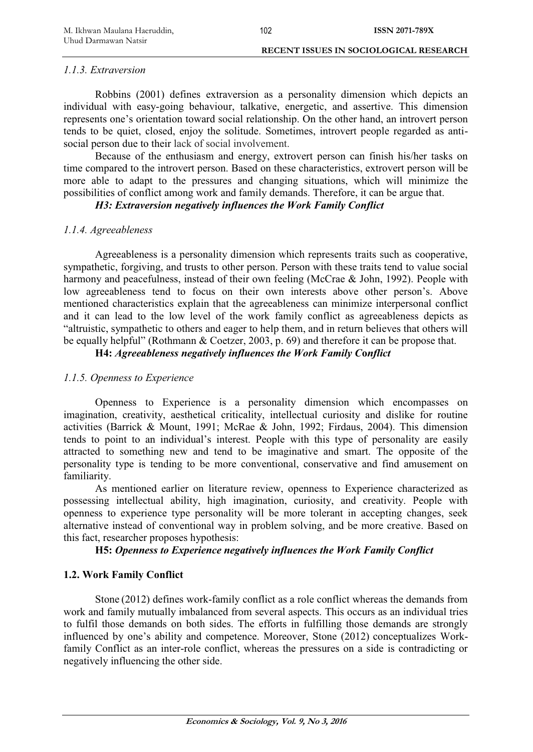### *1.1.3. Extraversion*

Robbins (2001) defines extraversion as a personality dimension which depicts an individual with easy-going behaviour, talkative, energetic, and assertive. This dimension represents one's orientation toward social relationship. On the other hand, an introvert person tends to be quiet, closed, enjoy the solitude. Sometimes, introvert people regarded as anti-social person due to their lack of social involvement.

Because of the enthusiasm and energy, extrovert person can finish his/her tasks on time compared to the introvert person. Based on these characteristics, extrovert person will be more able to adapt to the pressures and changing situations, which will minimize the possibilities of conflict among work and family demands. Therefore, it can be argue that.

***H3: Extraversion negatively influences the Work Family Conflict***

### *1.1.4. Agreeableness*

Agreeableness is a personality dimension which represents traits such as cooperative, sympathetic, forgiving, and trusts to other person. Person with these traits tend to value social harmony and peacefulness, instead of their own feeling (McCrae & John, 1992). People with low agreeableness tend to focus on their own interests above other person's. Above mentioned characteristics explain that the agreeableness can minimize interpersonal conflict and it can lead to the low level of the work family conflict as agreeableness depicts as "altruistic, sympathetic to others and eager to help them, and in return believes that others will be equally helpful" (Rothmann & Coetzer, 2003, p. 69) and therefore it can be propose that.

**H4:** ***Agreeableness negatively influences the Work Family Conflict***

### *1.1.5. Openness to Experience*

Openness to Experience is a personality dimension which encompasses on imagination, creativity, aesthetical criticality, intellectual curiosity and dislike for routine activities (Barrick & Mount, 1991; McRae & John, 1992; Firdaus, 2004). This dimension tends to point to an individual's interest. People with this type of personality are easily attracted to something new and tend to be imaginative and smart. The opposite of the personality type is tending to be more conventional, conservative and find amusement on familiarity.

As mentioned earlier on literature review, openness to Experience characterized as possessing intellectual ability, high imagination, curiosity, and creativity. People with openness to experience type personality will be more tolerant in accepting changes, seek alternative instead of conventional way in problem solving, and be more creative. Based on this fact, researcher proposes hypothesis:

**H5:** ***Openness to Experience negatively influences the Work Family Conflict***

## 1.2. Work Family Conflict

Stone (2012) defines work-family conflict as a role conflict whereas the demands from work and family mutually imbalanced from several aspects. This occurs as an individual tries to fulfil those demands on both sides. The efforts in fulfilling those demands are strongly influenced by one's ability and competence. Moreover, Stone (2012) conceptualizes Work-family Conflict as an inter-role conflict, whereas the pressures on a side is contradicting or negatively influencing the other side.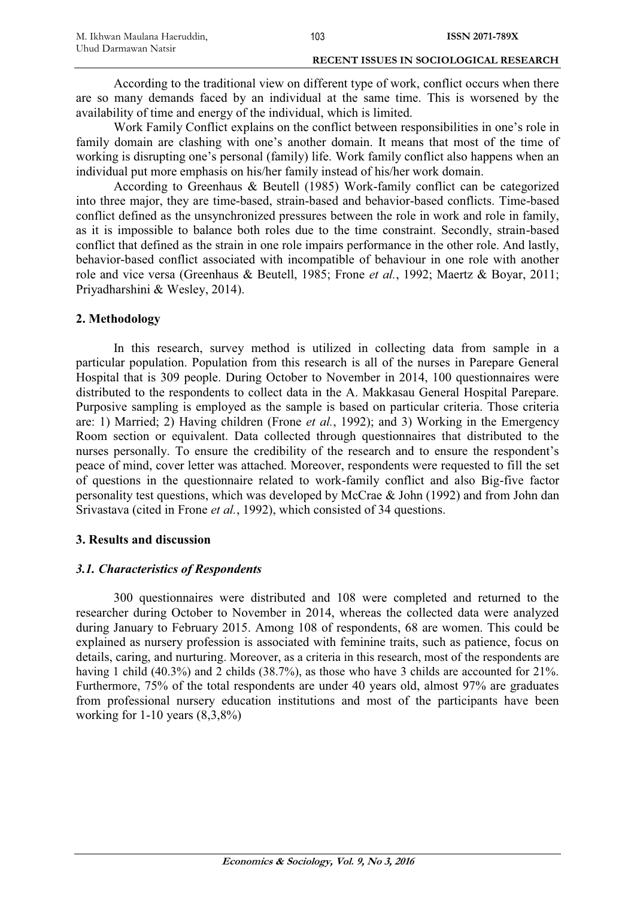According to the traditional view on different type of work, conflict occurs when there are so many demands faced by an individual at the same time. This is worsened by the availability of time and energy of the individual, which is limited.

Work Family Conflict explains on the conflict between responsibilities in one's role in family domain are clashing with one's another domain. It means that most of the time of working is disrupting one's personal (family) life. Work family conflict also happens when an individual put more emphasis on his/her family instead of his/her work domain.

According to Greenhaus & Beutell (1985) Work-family conflict can be categorized into three major, they are time-based, strain-based and behavior-based conflicts. Time-based conflict defined as the unsynchronized pressures between the role in work and role in family, as it is impossible to balance both roles due to the time constraint. Secondly, strain-based conflict that defined as the strain in one role impairs performance in the other role. And lastly, behavior-based conflict associated with incompatible of behaviour in one role with another role and vice versa (Greenhaus & Beutell, 1985; Frone *et al.*, 1992; Maertz & Boyar, 2011; Priyadharshini & Wesley, 2014).

## 2. Methodology

In this research, survey method is utilized in collecting data from sample in a particular population. Population from this research is all of the nurses in Parepare General Hospital that is 309 people. During October to November in 2014, 100 questionnaires were distributed to the respondents to collect data in the A. Makkasau General Hospital Parepare. Purposive sampling is employed as the sample is based on particular criteria. Those criteria are: 1) Married; 2) Having children (Frone *et al.*, 1992); and 3) Working in the Emergency Room section or equivalent. Data collected through questionnaires that distributed to the nurses personally. To ensure the credibility of the research and to ensure the respondent's peace of mind, cover letter was attached. Moreover, respondents were requested to fill the set of questions in the questionnaire related to work-family conflict and also Big-five factor personality test questions, which was developed by McCrae & John (1992) and from John dan Srivastava (cited in Frone *et al.*, 1992), which consisted of 34 questions.

## 3. Results and discussion

### *3.1. Characteristics of Respondents*

300 questionnaires were distributed and 108 were completed and returned to the researcher during October to November in 2014, whereas the collected data were analyzed during January to February 2015. Among 108 of respondents, 68 are women. This could be explained as nursery profession is associated with feminine traits, such as patience, focus on details, caring, and nurturing. Moreover, as a criteria in this research, most of the respondents are having 1 child (40.3%) and 2 childs (38.7%), as those who have 3 childs are accounted for 21%. Furthermore, 75% of the total respondents are under 40 years old, almost 97% are graduates from professional nursery education institutions and most of the participants have been working for 1-10 years (8,3,8%)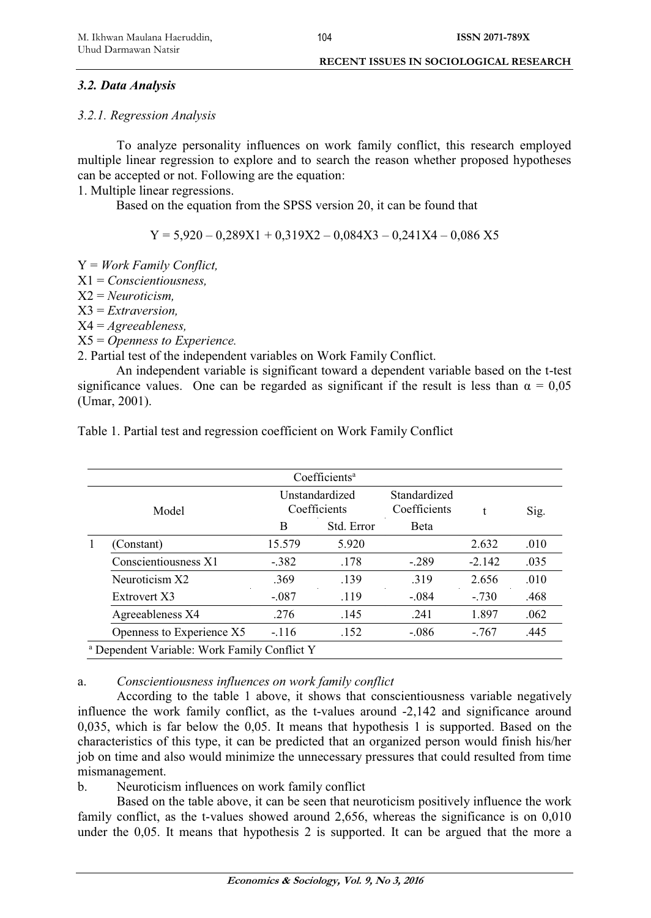### *3.2. Data Analysis*

*3.2.1. Regression Analysis*

To analyze personality influences on work family conflict, this research employed multiple linear regression to explore and to search the reason whether proposed hypotheses can be accepted or not. Following are the equation:

1. Multiple linear regressions.

Based on the equation from the SPSS version 20, it can be found that

$$Y = 5{,}920 – 0{,}289X1 + 0{,}319X2 – 0{,}084X3 – 0{,}241X4 – 0{,}086\ X5$$

Y = *Work Family Conflict,*
X1 = *Conscientiousness,*
X2 = *Neuroticism,*
X3 = *Extraversion,*
X4 = *Agreeableness,*
X5 = *Openness to Experience.*

2. Partial test of the independent variables on Work Family Conflict.

An independent variable is significant toward a dependent variable based on the t-test significance values. One can be regarded as significant if the result is less than $\alpha = 0{,}05$ (Umar, 2001).

Table 1. Partial test and regression coefficient on Work Family Conflict

| | Coefficients[a] | | | | | |
|---|---|---|---|---|---|---|
| | Model | Unstandardized Coefficients | | Standardized Coefficients | t | Sig. |
| | | B | Std. Error | Beta | | |
| 1 | (Constant) | 15.579 | 5.920 | | 2.632 | .010 |
| | Conscientiousness X1 | -.382 | .178 | -.289 | -2.142 | .035 |
| | Neuroticism X2 | .369 | .139 | .319 | 2.656 | .010 |
| | Extrovert X3 | -.087 | .119 | -.084 | -.730 | .468 |
| | Agreeableness X4 | .276 | .145 | .241 | 1.897 | .062 |
| | Openness to Experience X5 | -.116 | .152 | -.086 | -.767 | .445 |

[a] Dependent Variable: Work Family Conflict Y

a. *Conscientiousness influences on work family conflict*

According to the table 1 above, it shows that conscientiousness variable negatively influence the work family conflict, as the t-values around -2,142 and significance around 0,035, which is far below the 0,05. It means that hypothesis 1 is supported. Based on the characteristics of this type, it can be predicted that an organized person would finish his/her job on time and also would minimize the unnecessary pressures that could resulted from time mismanagement.

b. Neuroticism influences on work family conflict

Based on the table above, it can be seen that neuroticism positively influence the work family conflict, as the t-values showed around 2,656, whereas the significance is on 0,010 under the 0,05. It means that hypothesis 2 is supported. It can be argued that the more a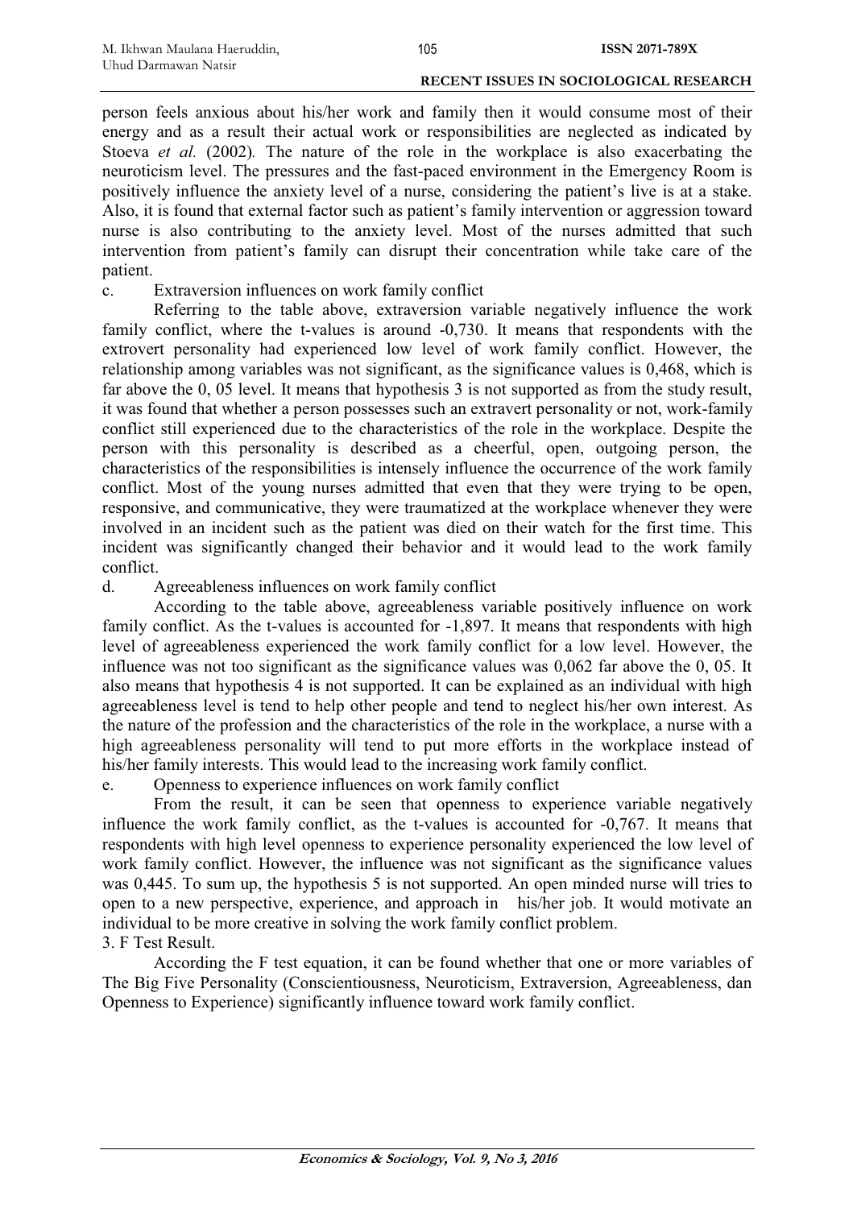person feels anxious about his/her work and family then it would consume most of their energy and as a result their actual work or responsibilities are neglected as indicated by Stoeva *et al.* (2002). The nature of the role in the workplace is also exacerbating the neuroticism level. The pressures and the fast-paced environment in the Emergency Room is positively influence the anxiety level of a nurse, considering the patient's live is at a stake. Also, it is found that external factor such as patient's family intervention or aggression toward nurse is also contributing to the anxiety level. Most of the nurses admitted that such intervention from patient's family can disrupt their concentration while take care of the patient.

c. Extraversion influences on work family conflict

Referring to the table above, extraversion variable negatively influence the work family conflict, where the t-values is around -0,730. It means that respondents with the extrovert personality had experienced low level of work family conflict. However, the relationship among variables was not significant, as the significance values is 0,468, which is far above the 0, 05 level. It means that hypothesis 3 is not supported as from the study result, it was found that whether a person possesses such an extravert personality or not, work-family conflict still experienced due to the characteristics of the role in the workplace. Despite the person with this personality is described as a cheerful, open, outgoing person, the characteristics of the responsibilities is intensely influence the occurrence of the work family conflict. Most of the young nurses admitted that even that they were trying to be open, responsive, and communicative, they were traumatized at the workplace whenever they were involved in an incident such as the patient was died on their watch for the first time. This incident was significantly changed their behavior and it would lead to the work family conflict.

d. Agreeableness influences on work family conflict

According to the table above, agreeableness variable positively influence on work family conflict. As the t-values is accounted for -1,897. It means that respondents with high level of agreeableness experienced the work family conflict for a low level. However, the influence was not too significant as the significance values was 0,062 far above the 0, 05. It also means that hypothesis 4 is not supported. It can be explained as an individual with high agreeableness level is tend to help other people and tend to neglect his/her own interest. As the nature of the profession and the characteristics of the role in the workplace, a nurse with a high agreeableness personality will tend to put more efforts in the workplace instead of his/her family interests. This would lead to the increasing work family conflict.

e. Openness to experience influences on work family conflict

From the result, it can be seen that openness to experience variable negatively influence the work family conflict, as the t-values is accounted for -0,767. It means that respondents with high level openness to experience personality experienced the low level of work family conflict. However, the influence was not significant as the significance values was 0,445. To sum up, the hypothesis 5 is not supported. An open minded nurse will tries to open to a new perspective, experience, and approach in his/her job. It would motivate an individual to be more creative in solving the work family conflict problem.

3. F Test Result.

According the F test equation, it can be found whether that one or more variables of The Big Five Personality (Conscientiousness, Neuroticism, Extraversion, Agreeableness, dan Openness to Experience) significantly influence toward work family conflict.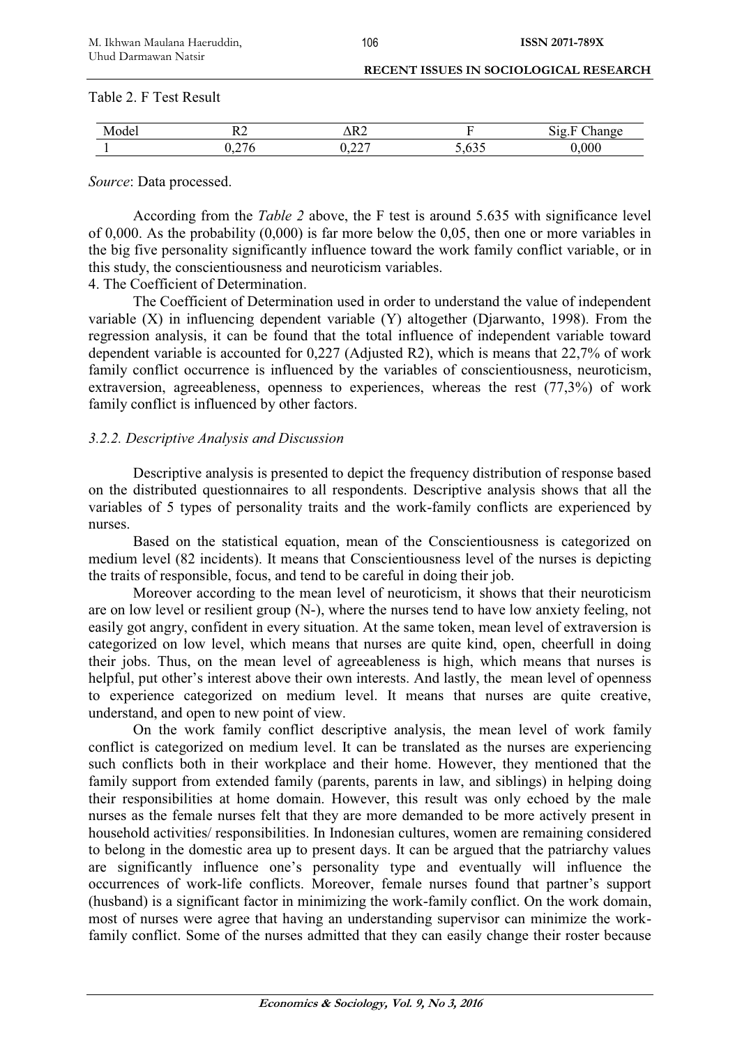Table 2. F Test Result

| Model | R2 | ΔR2 | F | Sig.F Change |
|---|---|---|---|---|
| 1 | 0,276 | 0,227 | 5,635 | 0,000 |

*Source*: Data processed.

According from the *Table 2* above, the F test is around 5.635 with significance level of 0,000. As the probability (0,000) is far more below the 0,05, then one or more variables in the big five personality significantly influence toward the work family conflict variable, or in this study, the conscientiousness and neuroticism variables.

4. The Coefficient of Determination.

The Coefficient of Determination used in order to understand the value of independent variable (X) in influencing dependent variable (Y) altogether (Djarwanto, 1998). From the regression analysis, it can be found that the total influence of independent variable toward dependent variable is accounted for 0,227 (Adjusted R2), which is means that 22,7% of work family conflict occurrence is influenced by the variables of conscientiousness, neuroticism, extraversion, agreeableness, openness to experiences, whereas the rest (77,3%) of work family conflict is influenced by other factors.

### *3.2.2. Descriptive Analysis and Discussion*

Descriptive analysis is presented to depict the frequency distribution of response based on the distributed questionnaires to all respondents. Descriptive analysis shows that all the variables of 5 types of personality traits and the work-family conflicts are experienced by nurses.

Based on the statistical equation, mean of the Conscientiousness is categorized on medium level (82 incidents). It means that Conscientiousness level of the nurses is depicting the traits of responsible, focus, and tend to be careful in doing their job.

Moreover according to the mean level of neuroticism, it shows that their neuroticism are on low level or resilient group (N-), where the nurses tend to have low anxiety feeling, not easily got angry, confident in every situation. At the same token, mean level of extraversion is categorized on low level, which means that nurses are quite kind, open, cheerfull in doing their jobs. Thus, on the mean level of agreeableness is high, which means that nurses is helpful, put other's interest above their own interests. And lastly, the mean level of openness to experience categorized on medium level. It means that nurses are quite creative, understand, and open to new point of view.

On the work family conflict descriptive analysis, the mean level of work family conflict is categorized on medium level. It can be translated as the nurses are experiencing such conflicts both in their workplace and their home. However, they mentioned that the family support from extended family (parents, parents in law, and siblings) in helping doing their responsibilities at home domain. However, this result was only echoed by the male nurses as the female nurses felt that they are more demanded to be more actively present in household activities/ responsibilities. In Indonesian cultures, women are remaining considered to belong in the domestic area up to present days. It can be argued that the patriarchy values are significantly influence one's personality type and eventually will influence the occurrences of work-life conflicts. Moreover, female nurses found that partner's support (husband) is a significant factor in minimizing the work-family conflict. On the work domain, most of nurses were agree that having an understanding supervisor can minimize the work-family conflict. Some of the nurses admitted that they can easily change their roster because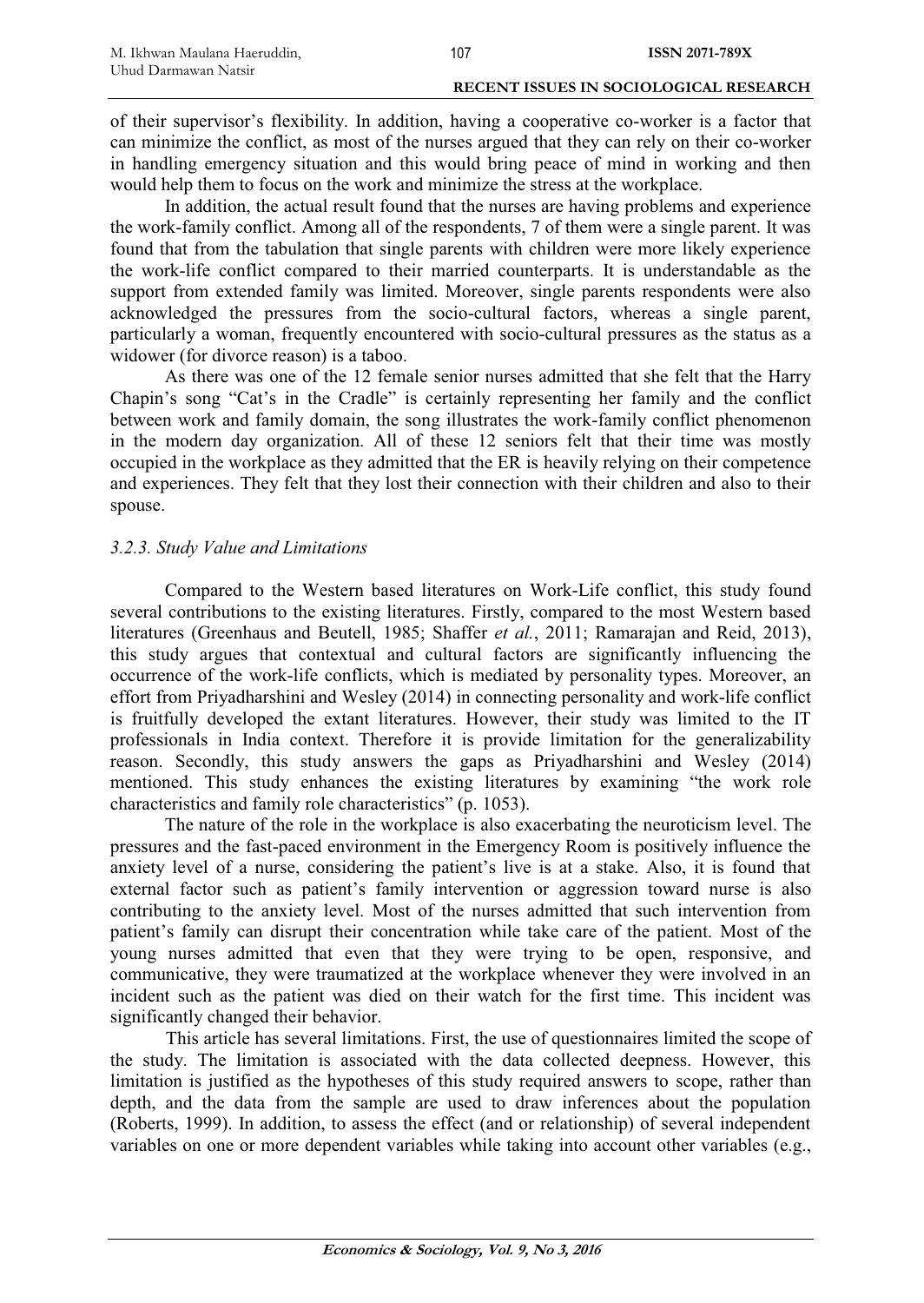of their supervisor's flexibility. In addition, having a cooperative co-worker is a factor that can minimize the conflict, as most of the nurses argued that they can rely on their co-worker in handling emergency situation and this would bring peace of mind in working and then would help them to focus on the work and minimize the stress at the workplace.

In addition, the actual result found that the nurses are having problems and experience the work-family conflict. Among all of the respondents, 7 of them were a single parent. It was found that from the tabulation that single parents with children were more likely experience the work-life conflict compared to their married counterparts. It is understandable as the support from extended family was limited. Moreover, single parents respondents were also acknowledged the pressures from the socio-cultural factors, whereas a single parent, particularly a woman, frequently encountered with socio-cultural pressures as the status as a widower (for divorce reason) is a taboo.

As there was one of the 12 female senior nurses admitted that she felt that the Harry Chapin's song "Cat's in the Cradle" is certainly representing her family and the conflict between work and family domain, the song illustrates the work-family conflict phenomenon in the modern day organization. All of these 12 seniors felt that their time was mostly occupied in the workplace as they admitted that the ER is heavily relying on their competence and experiences. They felt that they lost their connection with their children and also to their spouse.

### *3.2.3. Study Value and Limitations*

Compared to the Western based literatures on Work-Life conflict, this study found several contributions to the existing literatures. Firstly, compared to the most Western based literatures (Greenhaus and Beutell, 1985; Shaffer *et al.*, 2011; Ramarajan and Reid, 2013), this study argues that contextual and cultural factors are significantly influencing the occurrence of the work-life conflicts, which is mediated by personality types. Moreover, an effort from Priyadharshini and Wesley (2014) in connecting personality and work-life conflict is fruitfully developed the extant literatures. However, their study was limited to the IT professionals in India context. Therefore it is provide limitation for the generalizability reason. Secondly, this study answers the gaps as Priyadharshini and Wesley (2014) mentioned. This study enhances the existing literatures by examining "the work role characteristics and family role characteristics" (p. 1053).

The nature of the role in the workplace is also exacerbating the neuroticism level. The pressures and the fast-paced environment in the Emergency Room is positively influence the anxiety level of a nurse, considering the patient's live is at a stake. Also, it is found that external factor such as patient's family intervention or aggression toward nurse is also contributing to the anxiety level. Most of the nurses admitted that such intervention from patient's family can disrupt their concentration while take care of the patient. Most of the young nurses admitted that even that they were trying to be open, responsive, and communicative, they were traumatized at the workplace whenever they were involved in an incident such as the patient was died on their watch for the first time. This incident was significantly changed their behavior.

This article has several limitations. First, the use of questionnaires limited the scope of the study. The limitation is associated with the data collected deepness. However, this limitation is justified as the hypotheses of this study required answers to scope, rather than depth, and the data from the sample are used to draw inferences about the population (Roberts, 1999). In addition, to assess the effect (and or relationship) of several independent variables on one or more dependent variables while taking into account other variables (e.g.,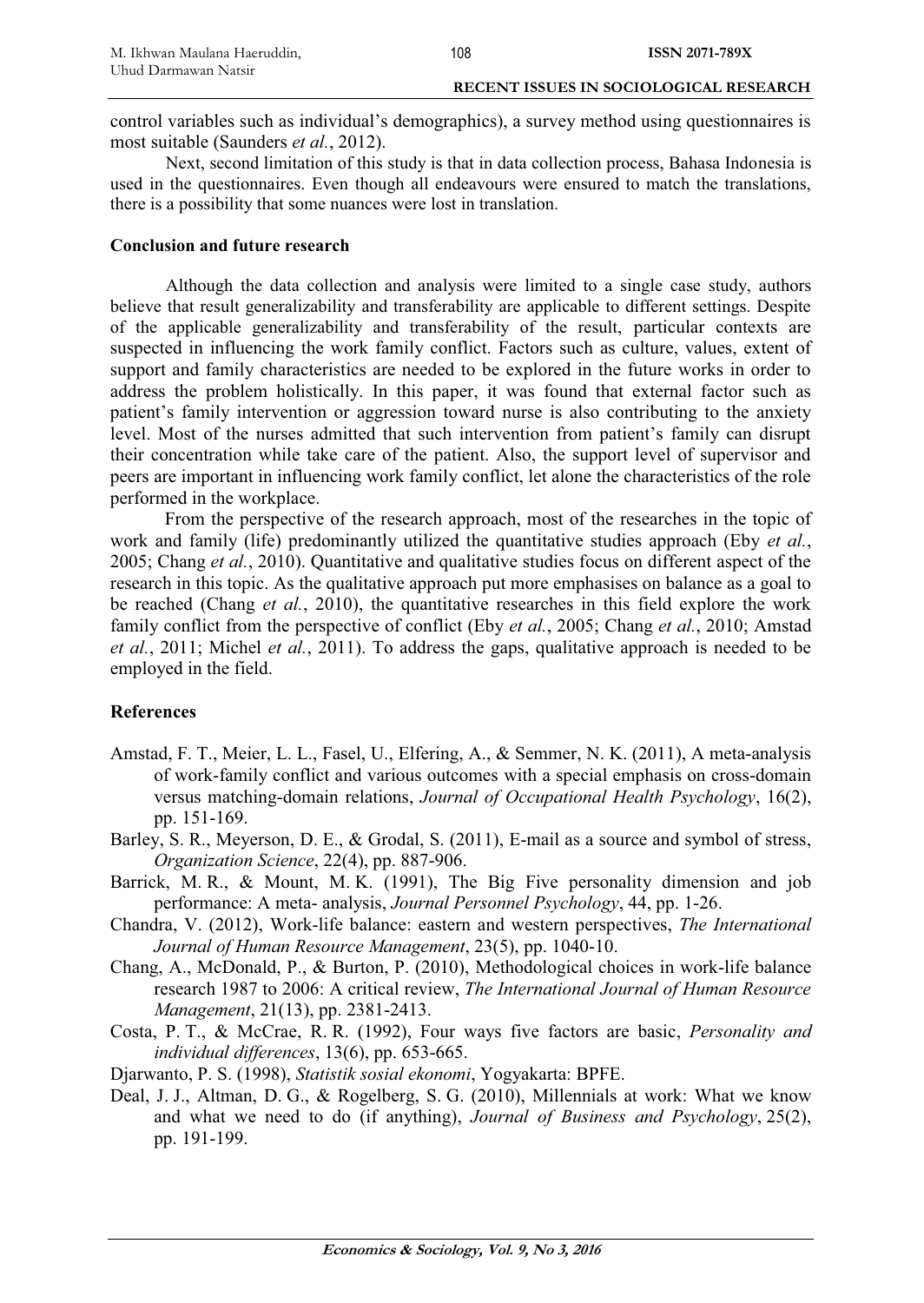control variables such as individual's demographics), a survey method using questionnaires is most suitable (Saunders *et al.*, 2012).

Next, second limitation of this study is that in data collection process, Bahasa Indonesia is used in the questionnaires. Even though all endeavours were ensured to match the translations, there is a possibility that some nuances were lost in translation.

**Conclusion and future research**

Although the data collection and analysis were limited to a single case study, authors believe that result generalizability and transferability are applicable to different settings. Despite of the applicable generalizability and transferability of the result, particular contexts are suspected in influencing the work family conflict. Factors such as culture, values, extent of support and family characteristics are needed to be explored in the future works in order to address the problem holistically. In this paper, it was found that external factor such as patient's family intervention or aggression toward nurse is also contributing to the anxiety level. Most of the nurses admitted that such intervention from patient's family can disrupt their concentration while take care of the patient. Also, the support level of supervisor and peers are important in influencing work family conflict, let alone the characteristics of the role performed in the workplace.

From the perspective of the research approach, most of the researches in the topic of work and family (life) predominantly utilized the quantitative studies approach (Eby *et al.*, 2005; Chang *et al.*, 2010). Quantitative and qualitative studies focus on different aspect of the research in this topic. As the qualitative approach put more emphasises on balance as a goal to be reached (Chang *et al.*, 2010), the quantitative researches in this field explore the work family conflict from the perspective of conflict (Eby *et al.*, 2005; Chang *et al.*, 2010; Amstad *et al.*, 2011; Michel *et al.*, 2011). To address the gaps, qualitative approach is needed to be employed in the field.

## References

Amstad, F. T., Meier, L. L., Fasel, U., Elfering, A., & Semmer, N. K. (2011), A meta-analysis of work-family conflict and various outcomes with a special emphasis on cross-domain versus matching-domain relations, *Journal of Occupational Health Psychology*, 16(2), pp. 151-169.

Barley, S. R., Meyerson, D. E., & Grodal, S. (2011), E-mail as a source and symbol of stress, *Organization Science*, 22(4), pp. 887-906.

Barrick, M. R., & Mount, M. K. (1991), The Big Five personality dimension and job performance: A meta- analysis, *Journal Personnel Psychology*, 44, pp. 1-26.

Chandra, V. (2012), Work-life balance: eastern and western perspectives, *The International Journal of Human Resource Management*, 23(5), pp. 1040-10.

Chang, A., McDonald, P., & Burton, P. (2010), Methodological choices in work-life balance research 1987 to 2006: A critical review, *The International Journal of Human Resource Management*, 21(13), pp. 2381-2413.

Costa, P. T., & McCrae, R. R. (1992), Four ways five factors are basic, *Personality and individual differences*, 13(6), pp. 653-665.

Djarwanto, P. S. (1998), *Statistik sosial ekonomi*, Yogyakarta: BPFE.

Deal, J. J., Altman, D. G., & Rogelberg, S. G. (2010), Millennials at work: What we know and what we need to do (if anything), *Journal of Business and Psychology*, 25(2), pp. 191-199.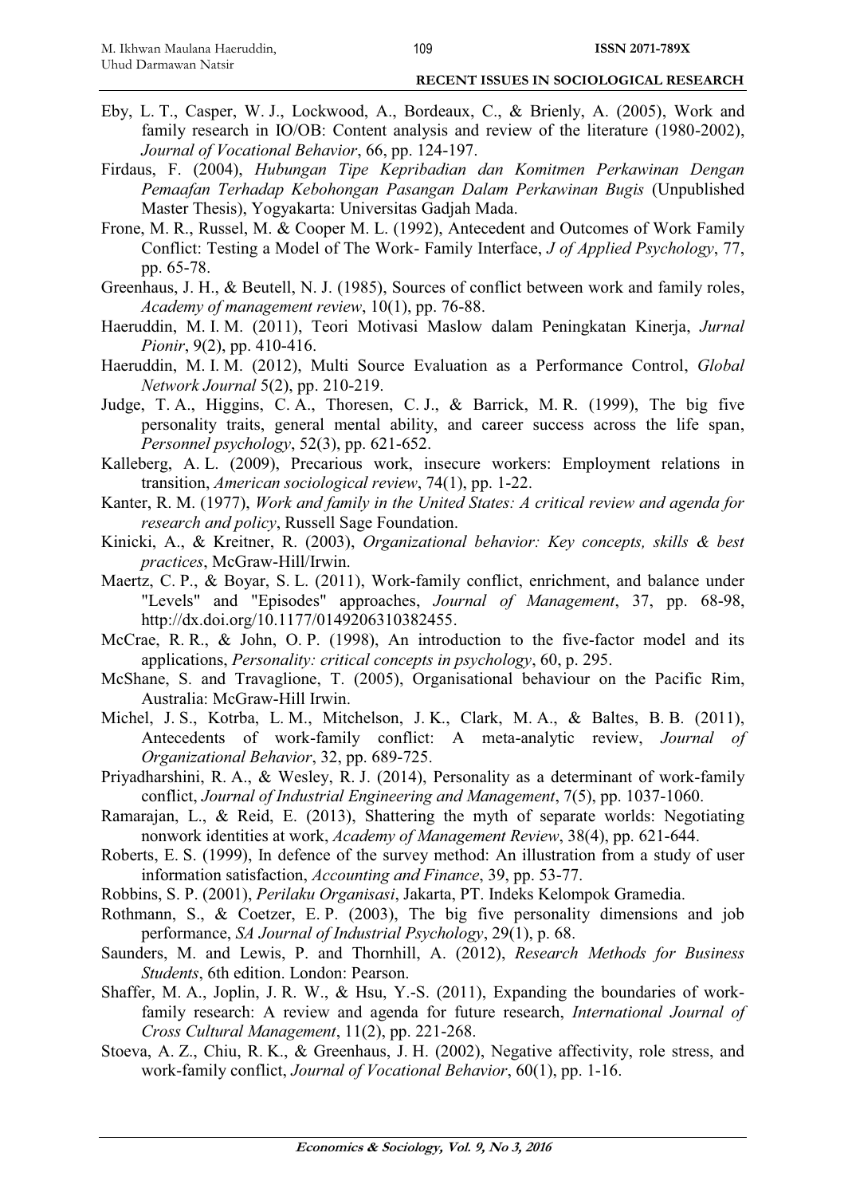Eby, L. T., Casper, W. J., Lockwood, A., Bordeaux, C., & Brienly, A. (2005), Work and family research in IO/OB: Content analysis and review of the literature (1980-2002), *Journal of Vocational Behavior*, 66, pp. 124-197.

Firdaus, F. (2004), *Hubungan Tipe Kepribadian dan Komitmen Perkawinan Dengan Pemaafan Terhadap Kebohongan Pasangan Dalam Perkawinan Bugis* (Unpublished Master Thesis), Yogyakarta: Universitas Gadjah Mada.

Frone, M. R., Russel, M. & Cooper M. L. (1992), Antecedent and Outcomes of Work Family Conflict: Testing a Model of The Work- Family Interface, *J of Applied Psychology*, 77, pp. 65-78.

Greenhaus, J. H., & Beutell, N. J. (1985), Sources of conflict between work and family roles, *Academy of management review*, 10(1), pp. 76-88.

Haeruddin, M. I. M. (2011), Teori Motivasi Maslow dalam Peningkatan Kinerja, *Jurnal Pionir*, 9(2), pp. 410-416.

Haeruddin, M. I. M. (2012), Multi Source Evaluation as a Performance Control, *Global Network Journal* 5(2), pp. 210-219.

Judge, T. A., Higgins, C. A., Thoresen, C. J., & Barrick, M. R. (1999), The big five personality traits, general mental ability, and career success across the life span, *Personnel psychology*, 52(3), pp. 621-652.

Kalleberg, A. L. (2009), Precarious work, insecure workers: Employment relations in transition, *American sociological review*, 74(1), pp. 1-22.

Kanter, R. M. (1977), *Work and family in the United States: A critical review and agenda for research and policy*, Russell Sage Foundation.

Kinicki, A., & Kreitner, R. (2003), *Organizational behavior: Key concepts, skills & best practices*, McGraw-Hill/Irwin.

Maertz, C. P., & Boyar, S. L. (2011), Work-family conflict, enrichment, and balance under "Levels" and "Episodes" approaches, *Journal of Management*, 37, pp. 68-98, http://dx.doi.org/10.1177/0149206310382455.

McCrae, R. R., & John, O. P. (1998), An introduction to the five-factor model and its applications, *Personality: critical concepts in psychology*, 60, p. 295.

McShane, S. and Travaglione, T. (2005), Organisational behaviour on the Pacific Rim, Australia: McGraw-Hill Irwin.

Michel, J. S., Kotrba, L. M., Mitchelson, J. K., Clark, M. A., & Baltes, B. B. (2011), Antecedents of work-family conflict: A meta-analytic review, *Journal of Organizational Behavior*, 32, pp. 689-725.

Priyadharshini, R. A., & Wesley, R. J. (2014), Personality as a determinant of work-family conflict, *Journal of Industrial Engineering and Management*, 7(5), pp. 1037-1060.

Ramarajan, L., & Reid, E. (2013), Shattering the myth of separate worlds: Negotiating nonwork identities at work, *Academy of Management Review*, 38(4), pp. 621-644.

Roberts, E. S. (1999), In defence of the survey method: An illustration from a study of user information satisfaction, *Accounting and Finance*, 39, pp. 53-77.

Robbins, S. P. (2001), *Perilaku Organisasi*, Jakarta, PT. Indeks Kelompok Gramedia.

Rothmann, S., & Coetzer, E. P. (2003), The big five personality dimensions and job performance, *SA Journal of Industrial Psychology*, 29(1), p. 68.

Saunders, M. and Lewis, P. and Thornhill, A. (2012), *Research Methods for Business Students*, 6th edition. London: Pearson.

Shaffer, M. A., Joplin, J. R. W., & Hsu, Y.-S. (2011), Expanding the boundaries of work-family research: A review and agenda for future research, *International Journal of Cross Cultural Management*, 11(2), pp. 221-268.

Stoeva, A. Z., Chiu, R. K., & Greenhaus, J. H. (2002), Negative affectivity, role stress, and work-family conflict, *Journal of Vocational Behavior*, 60(1), pp. 1-16.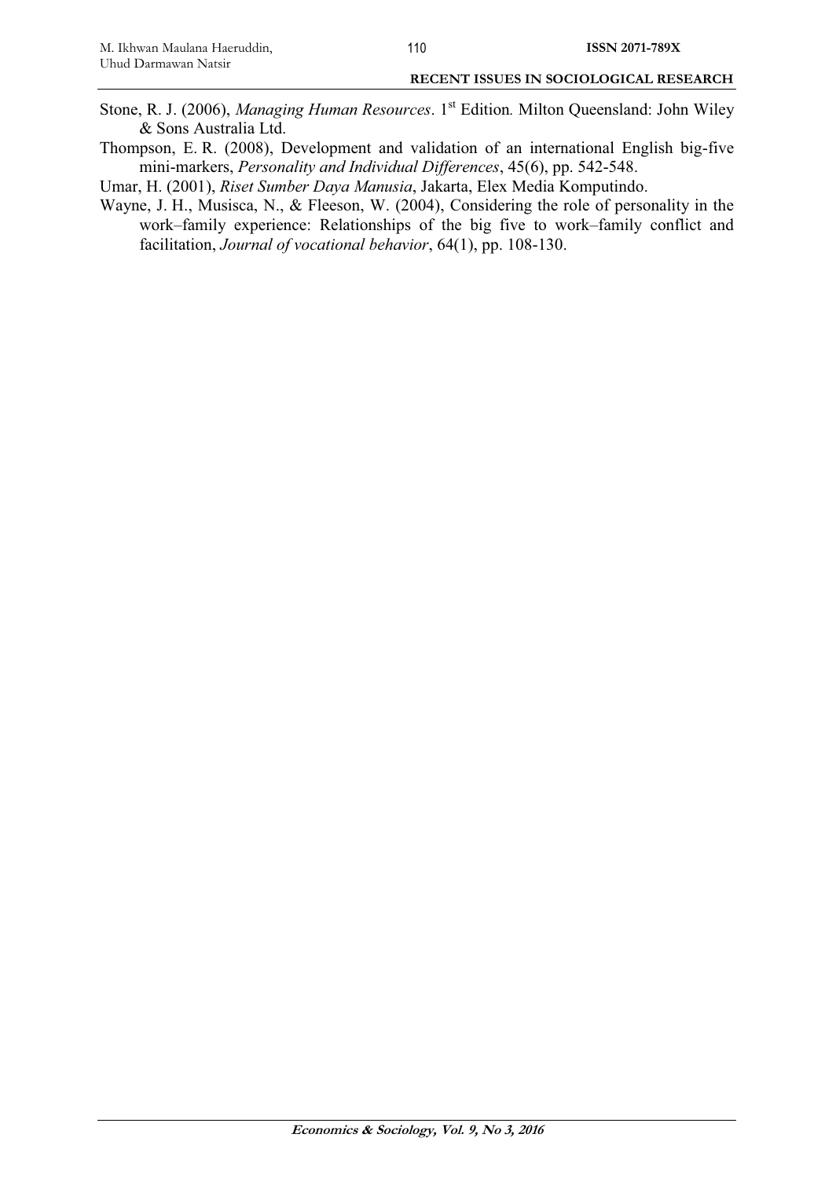Stone, R. J. (2006), *Managing Human Resources*. 1st Edition. Milton Queensland: John Wiley & Sons Australia Ltd.

Thompson, E. R. (2008), Development and validation of an international English big-five mini-markers, *Personality and Individual Differences*, 45(6), pp. 542-548.

Umar, H. (2001), *Riset Sumber Daya Manusia*, Jakarta, Elex Media Komputindo.

Wayne, J. H., Musisca, N., & Fleeson, W. (2004), Considering the role of personality in the work–family experience: Relationships of the big five to work–family conflict and facilitation, *Journal of vocational behavior*, 64(1), pp. 108-130.